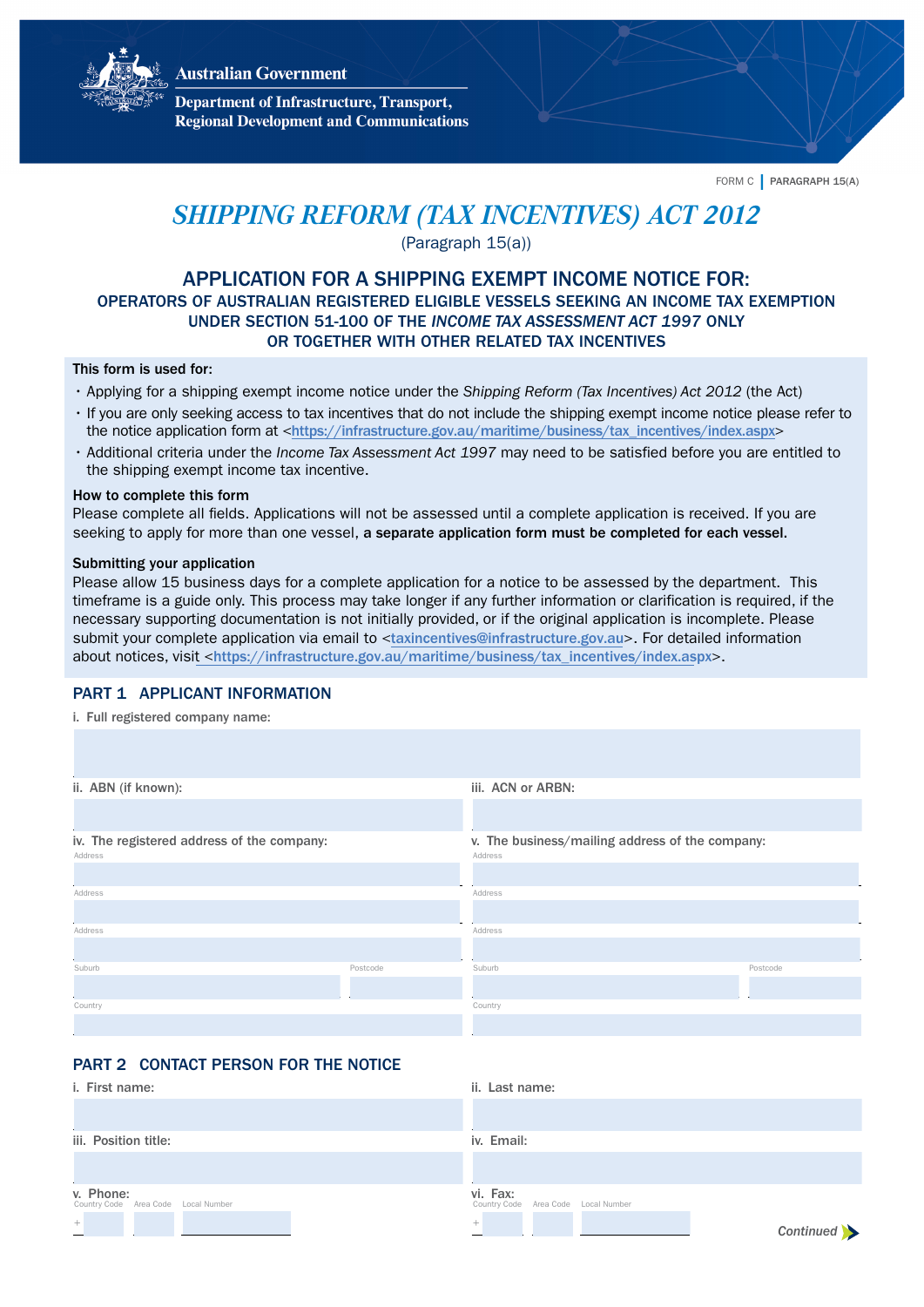Australian Government

Department of Infrastructure, Transport, Regional Development and Communications

FORM C | PARAGRAPH 15(A)

# *SHIPPING REFORM (TAX INCENTIVES) ACT 2012*

(Paragraph 15(a))

## APPLICATION FOR A SHIPPING EXEMPT INCOME NOTICE FOR:

### OPERATORS OF AUSTRALIAN REGISTERED ELIGIBLE VESSELS SEEKING AN INCOME TAX EXEMPTION UNDER SECTION 51-100 OF THE *INCOME TAX ASSESSMENT ACT 1997* ONLY OR TOGETHER WITH OTHER RELATED TAX INCENTIVES

**This form is used for:**

- Applying for a shipping exempt income notice under the *Shipping Reform (Tax Incentives) Act 2012* (the Act)
- If you are only seeking access to tax incentives that do not include the shipping exempt income notice please refer to the notice application form at <https://infrastructure.gov.au/maritime/business/tax_incentives/index.aspx>
- Additional criteria under the *Income Tax Assessment Act 1997* may need to be satisfied before you are entitled to the shipping exempt income tax incentive.

**How to complete this form**

Please complete all fields. Applications will not be assessed until a complete application is received. If you are seeking to apply for more than one vessel, **a separate application form must be completed for each vessel.**

**Submitting your application**

Please allow 15 business days for a complete application for a notice to be assessed by the department. This timeframe is a guide only. This process may take longer if any further information or clarification is required, if the necessary supporting documentation is not initially provided, or if the original application is incomplete. Please submit your complete application via email to <taxincentives@infrastructure.gov.au>. For detailed information about notices, visit <https://infrastructure.gov.au/maritime/business/tax_incentives/index.aspx>.

## PART 1 APPLICANT INFORMATION

i. Full registered company name:

ii. ABN (if known):

iii. ACN or ARBN:

iv. The registered address of the company:

Address

Address

Address

Suburb | Postcode

Country

v. The business/mailing address of the company:

Address

Address

Address

Suburb | Postcode

Country

## PART 2 CONTACT PERSON FOR THE NOTICE

i. First name:

ii. Last name:

iii. Position title:

iv. Email:

v. Phone:

Country Code + | Area Code | Local Number

vi. Fax:

Country Code + | Area Code | Local Number

*Continued*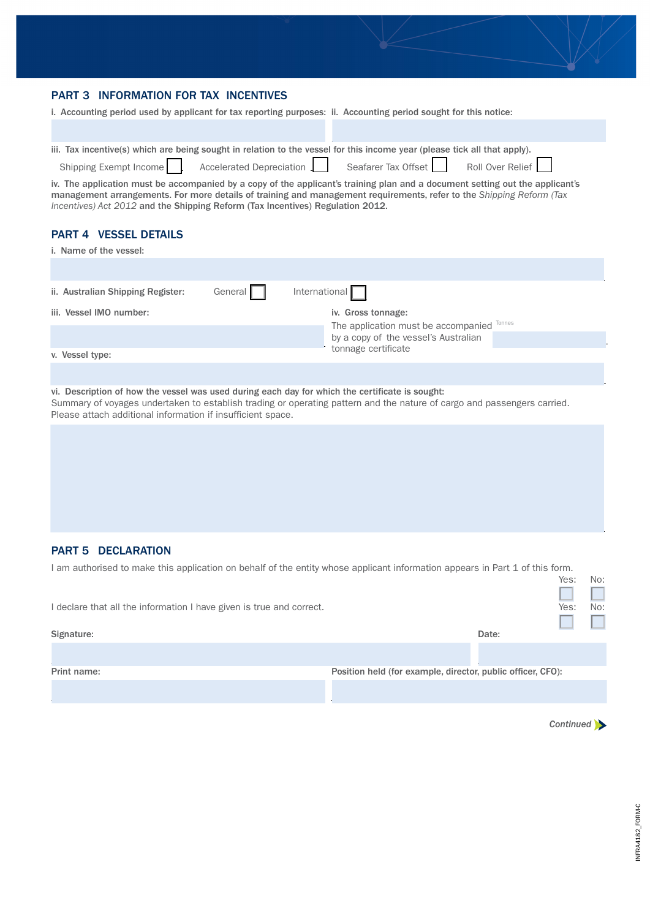## PART 3 INFORMATION FOR TAX INCENTIVES

**i. Accounting period used by applicant for tax reporting purposes:**

**ii. Accounting period sought for this notice:**

**iii. Tax incentive(s) which are being sought in relation to the vessel for this income year (please tick all that apply).**

Shipping Exempt Income ☐ Accelerated Depreciation ☐ Seafarer Tax Offset ☐ Roll Over Relief ☐

**iv. The application must be accompanied by a copy of the applicant's training plan and a document setting out the applicant's management arrangements. For more details of training and management requirements, refer to the** *Shipping Reform (Tax Incentives) Act 2012* **and the Shipping Reform (Tax Incentives) Regulation 2012.**

## PART 4 VESSEL DETAILS

**i. Name of the vessel:**

**ii. Australian Shipping Register:** General ☐ International ☐

**iii. Vessel IMO number:**

**iv. Gross tonnage:**

The application must be accompanied by a copy of the vessel's Australian tonnage certificate

Tonnes

**v. Vessel type:**

**vi. Description of how the vessel was used during each day for which the certificate is sought:**

Summary of voyages undertaken to establish trading or operating pattern and the nature of cargo and passengers carried. Please attach additional information if insufficient space.

## PART 5 DECLARATION

I am authorised to make this application on behalf of the entity whose applicant information appears in Part 1 of this form. Yes: ☐ No: ☐

I declare that all the information I have given is true and correct. Yes: ☐ No: ☐

**Signature:**

**Date:**

**Print name:**

**Position held (for example, director, public officer, CFO):**

*Continued*

INFRA4182_FORM C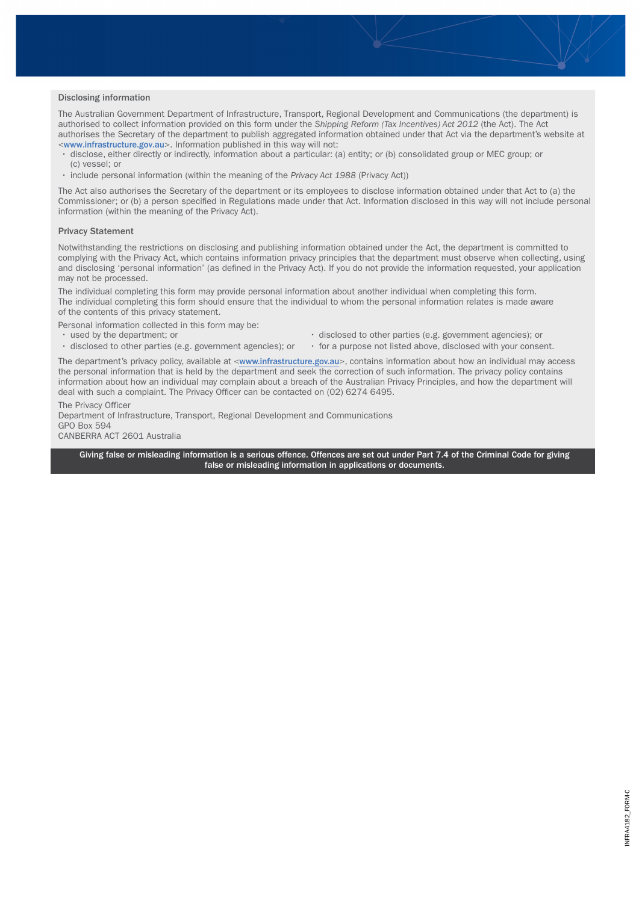### Disclosing information

The Australian Government Department of Infrastructure, Transport, Regional Development and Communications (the department) is authorised to collect information provided on this form under the *Shipping Reform (Tax Incentives) Act 2012* (the Act). The Act authorises the Secretary of the department to publish aggregated information obtained under that Act via the department's website at <www.infrastructure.gov.au>. Information published in this way will not:

- disclose, either directly or indirectly, information about a particular: (a) entity; or (b) consolidated group or MEC group; or (c) vessel; or
- include personal information (within the meaning of the *Privacy Act 1988* (Privacy Act))

The Act also authorises the Secretary of the department or its employees to disclose information obtained under that Act to (a) the Commissioner; or (b) a person specified in Regulations made under that Act. Information disclosed in this way will not include personal information (within the meaning of the Privacy Act).

### Privacy Statement

Notwithstanding the restrictions on disclosing and publishing information obtained under the Act, the department is committed to complying with the Privacy Act, which contains information privacy principles that the department must observe when collecting, using and disclosing 'personal information' (as defined in the Privacy Act). If you do not provide the information requested, your application may not be processed.

The individual completing this form may provide personal information about another individual when completing this form. The individual completing this form should ensure that the individual to whom the personal information relates is made aware of the contents of this privacy statement.

Personal information collected in this form may be:

- used by the department; or
- disclosed to other parties (e.g. government agencies); or
- disclosed to other parties (e.g. government agencies); or
- for a purpose not listed above, disclosed with your consent.

The department's privacy policy, available at <www.infrastructure.gov.au>, contains information about how an individual may access the personal information that is held by the department and seek the correction of such information. The privacy policy contains information about how an individual may complain about a breach of the Australian Privacy Principles, and how the department will deal with such a complaint. The Privacy Officer can be contacted on (02) 6274 6495.

The Privacy Officer  
Department of Infrastructure, Transport, Regional Development and Communications  
GPO Box 594  
CANBERRA ACT 2601 Australia

**Giving false or misleading information is a serious offence. Offences are set out under Part 7.4 of the Criminal Code for giving false or misleading information in applications or documents.**

INFRA4182_FORM-C